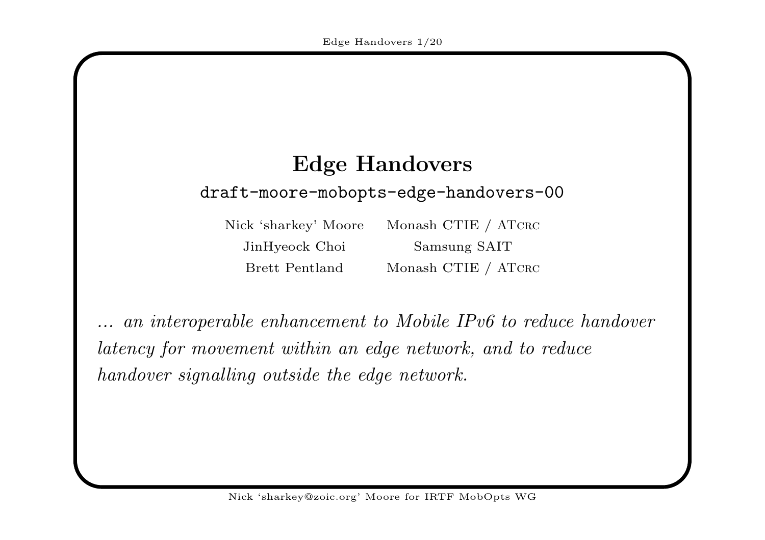# Edge Handovers

`draft-moore-mobopts-edge-handovers-00`

| | |
|---|---|
| Nick 'sharkey' Moore | Monash CTIE / ATcrc |
| JinHyeock Choi | Samsung SAIT |
| Brett Pentland | Monash CTIE / ATcrc |

*... an interoperable enhancement to Mobile IPv6 to reduce handover latency for movement within an edge network, and to reduce handover signalling outside the edge network.*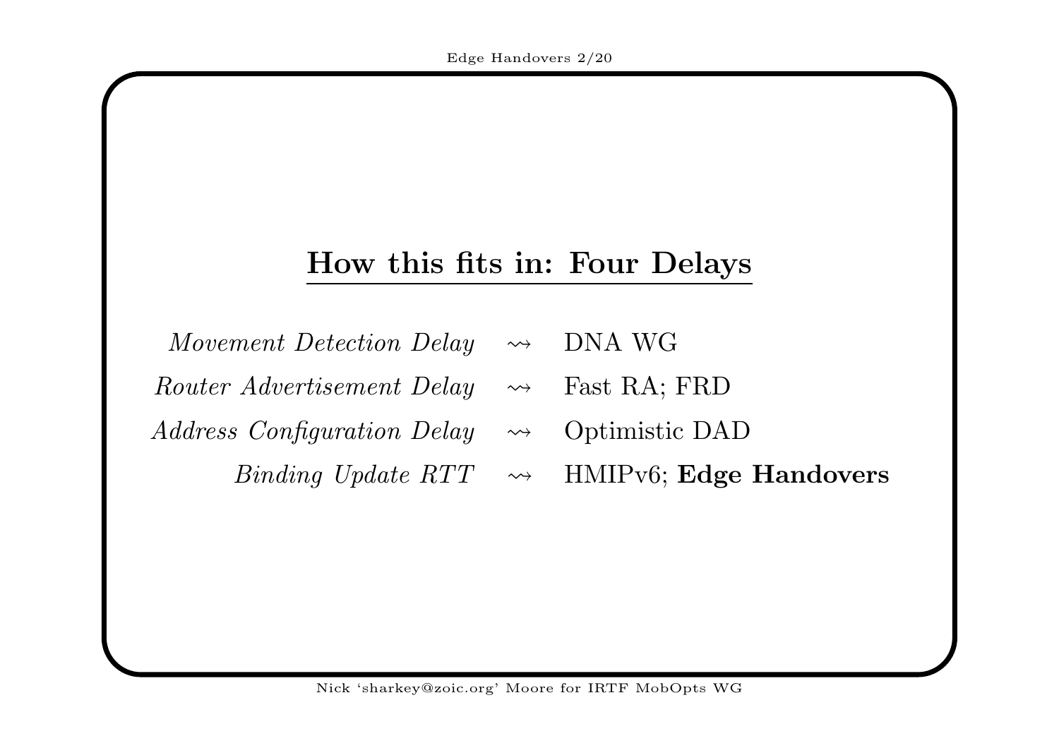## How this fits in: Four Delays

| | | |
|---|---|---|
| *Movement Detection Delay* | $\rightsquigarrow$ | DNA WG |
| *Router Advertisement Delay* | $\rightsquigarrow$ | Fast RA; FRD |
| *Address Configuration Delay* | $\rightsquigarrow$ | Optimistic DAD |
| *Binding Update RTT* | $\rightsquigarrow$ | HMIPv6; **Edge Handovers** |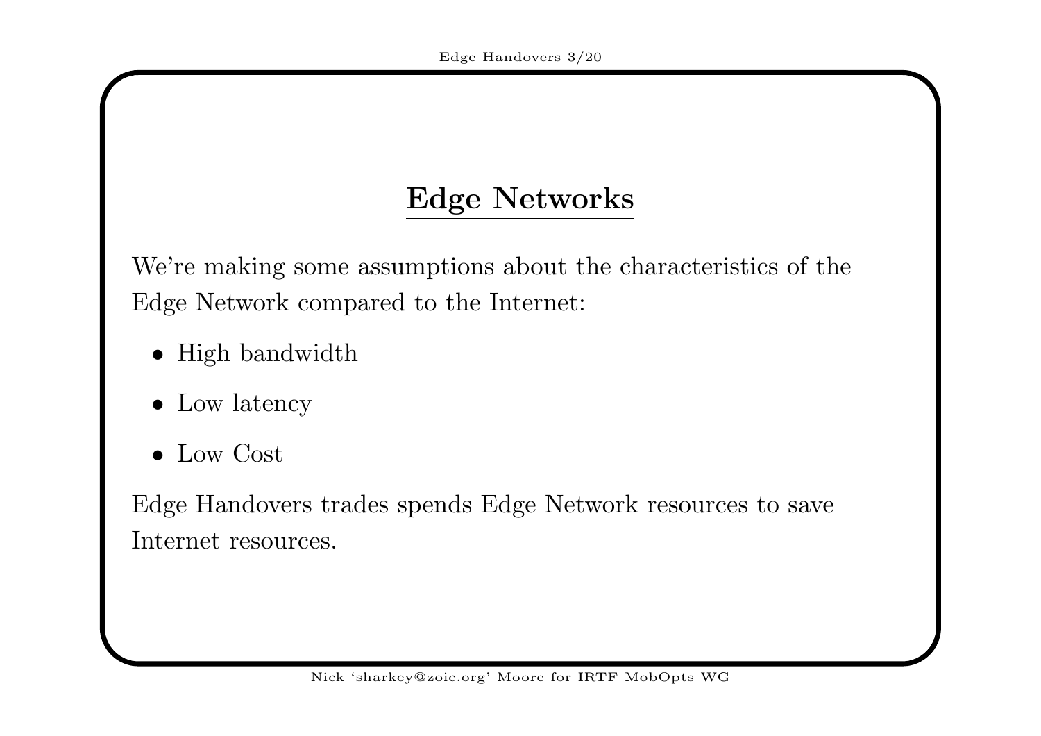## Edge Networks

We're making some assumptions about the characteristics of the Edge Network compared to the Internet:

- High bandwidth
- Low latency
- Low Cost

Edge Handovers trades spends Edge Network resources to save Internet resources.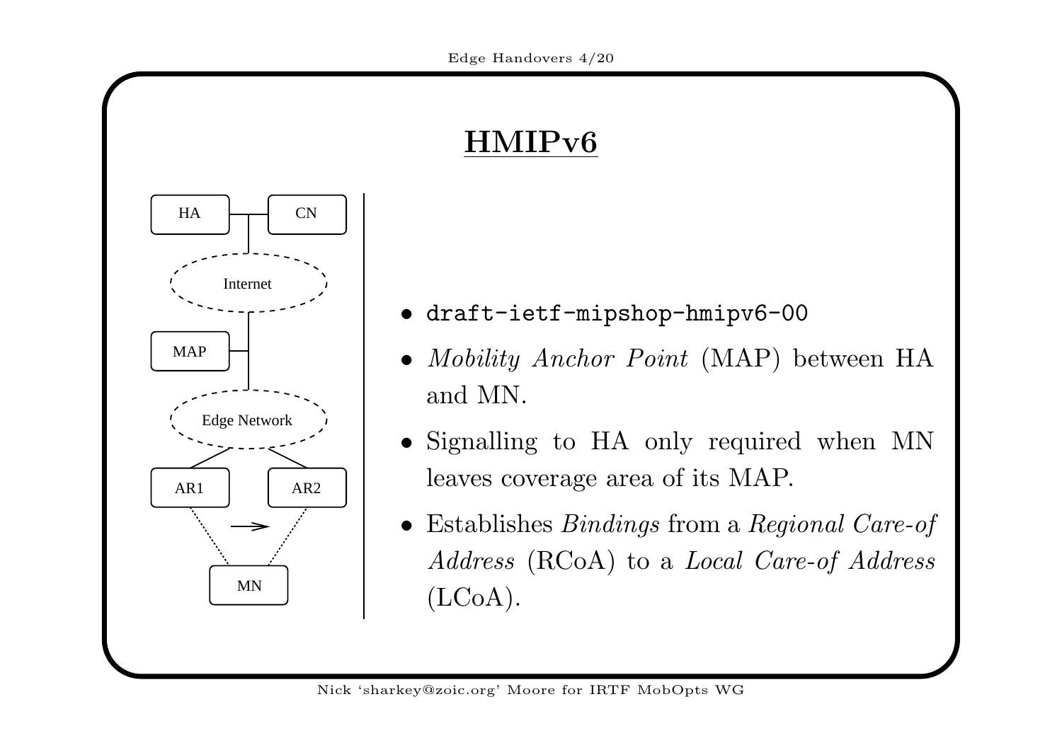# HMIPv6

- `draft-ietf-mipshop-hmipv6-00`
- *Mobility Anchor Point* (MAP) between HA and MN.
- Signalling to HA only required when MN leaves coverage area of its MAP.
- Establishes *Bindings* from a *Regional Care-of Address* (RCoA) to a *Local Care-of Address* (LCoA).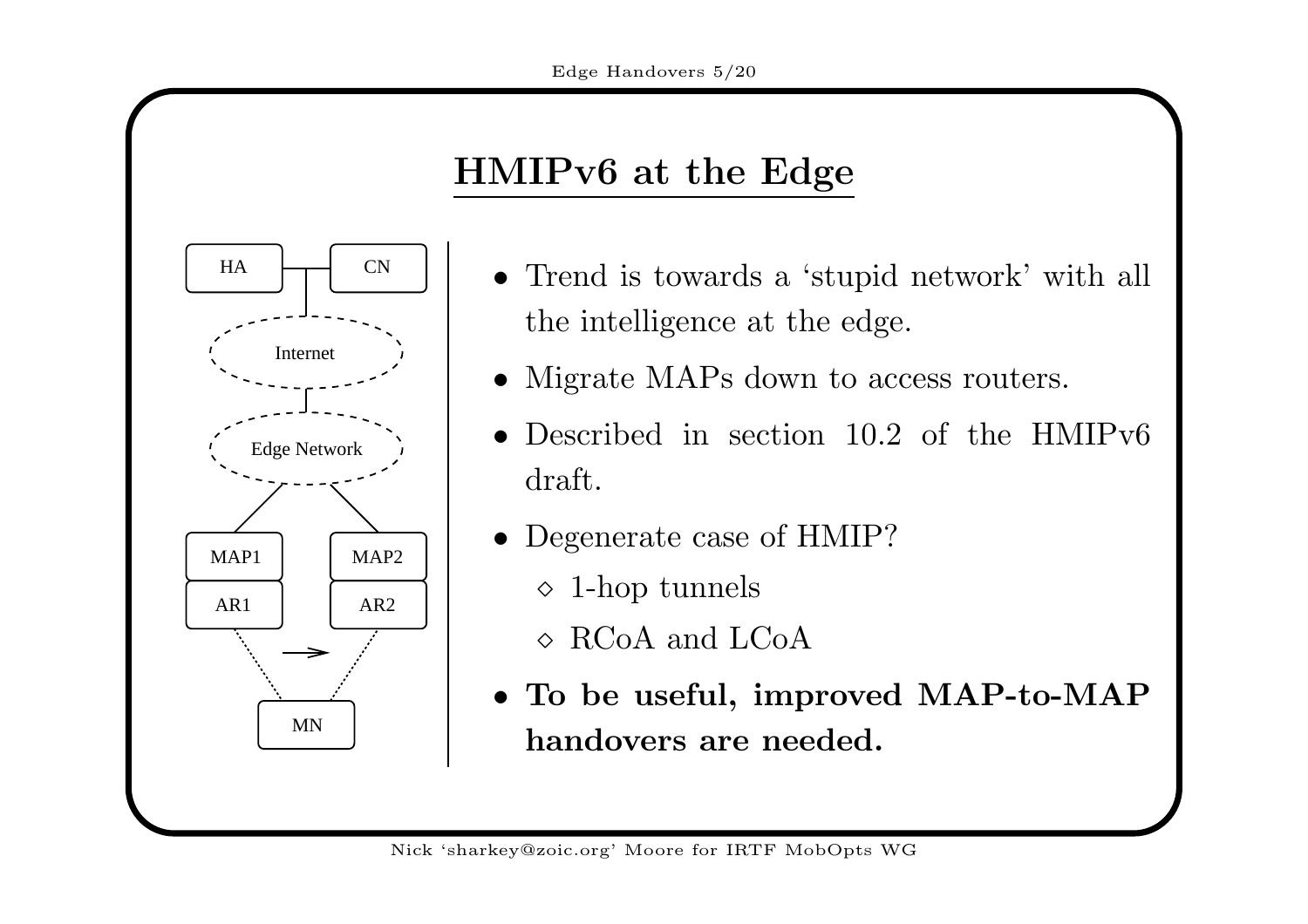# HMIPv6 at the Edge

- Trend is towards a 'stupid network' with all the intelligence at the edge.
- Migrate MAPs down to access routers.
- Described in section 10.2 of the HMIPv6 draft.
- Degenerate case of HMIP?
  - ◇ 1-hop tunnels
  - ◇ RCoA and LCoA
- **To be useful, improved MAP-to-MAP handovers are needed.**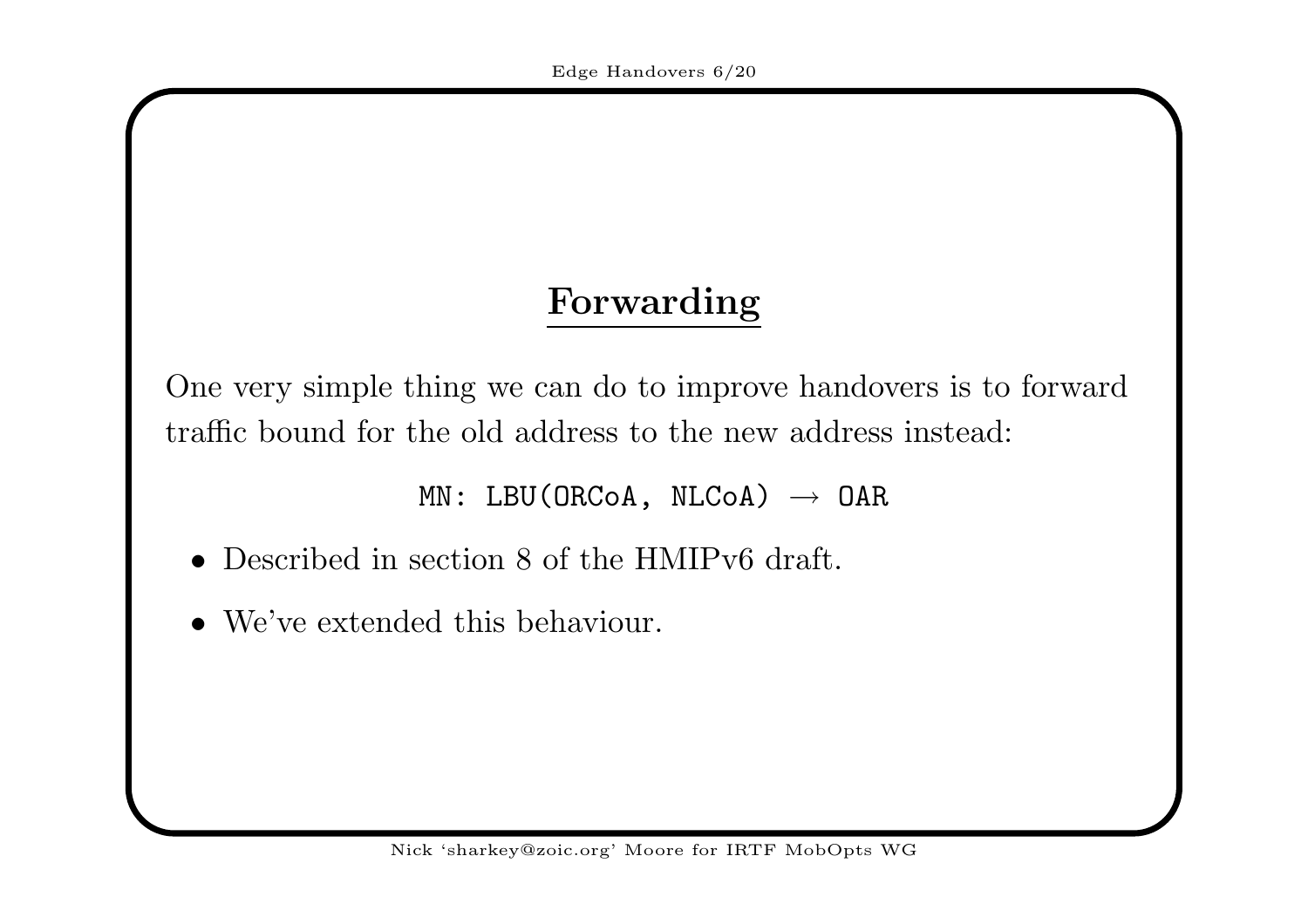# Forwarding

One very simple thing we can do to improve handovers is to forward traffic bound for the old address to the new address instead:

```
MN: LBU(ORCoA, NLCoA) → OAR
```

- Described in section 8 of the HMIPv6 draft.
- We've extended this behaviour.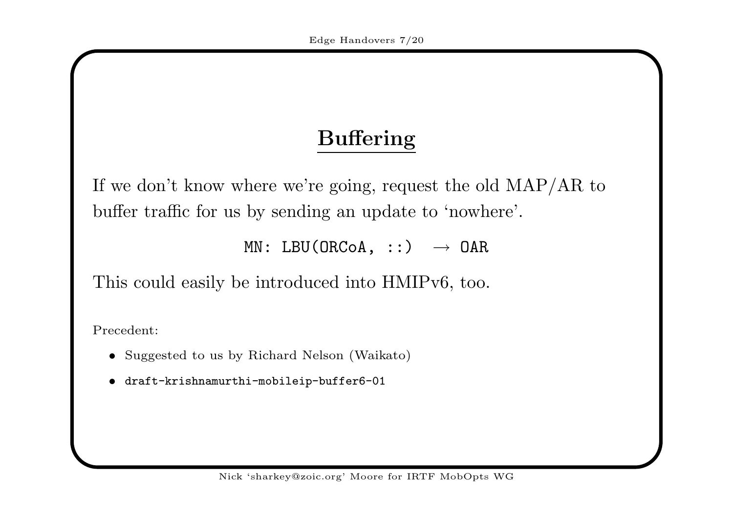## Buffering

If we don't know where we're going, request the old MAP/AR to buffer traffic for us by sending an update to 'nowhere'.

`MN: LBU(ORCoA, ::)` $\rightarrow$ `OAR`

This could easily be introduced into HMIPv6, too.

Precedent:

- Suggested to us by Richard Nelson (Waikato)
- `draft-krishnamurthi-mobileip-buffer6-01`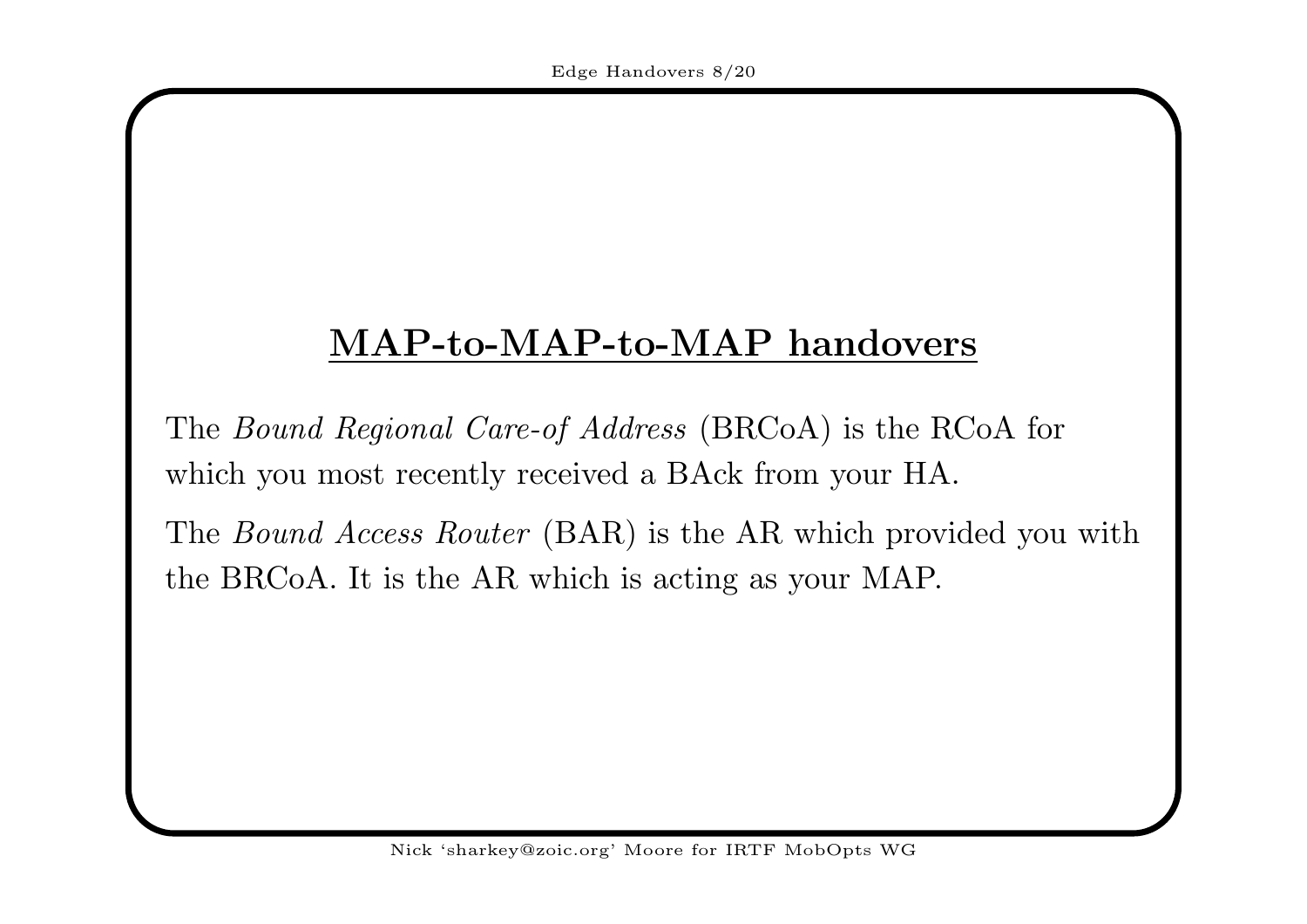## MAP-to-MAP-to-MAP handovers

The *Bound Regional Care-of Address* (BRCoA) is the RCoA for which you most recently received a BAck from your HA.

The *Bound Access Router* (BAR) is the AR which provided you with the BRCoA. It is the AR which is acting as your MAP.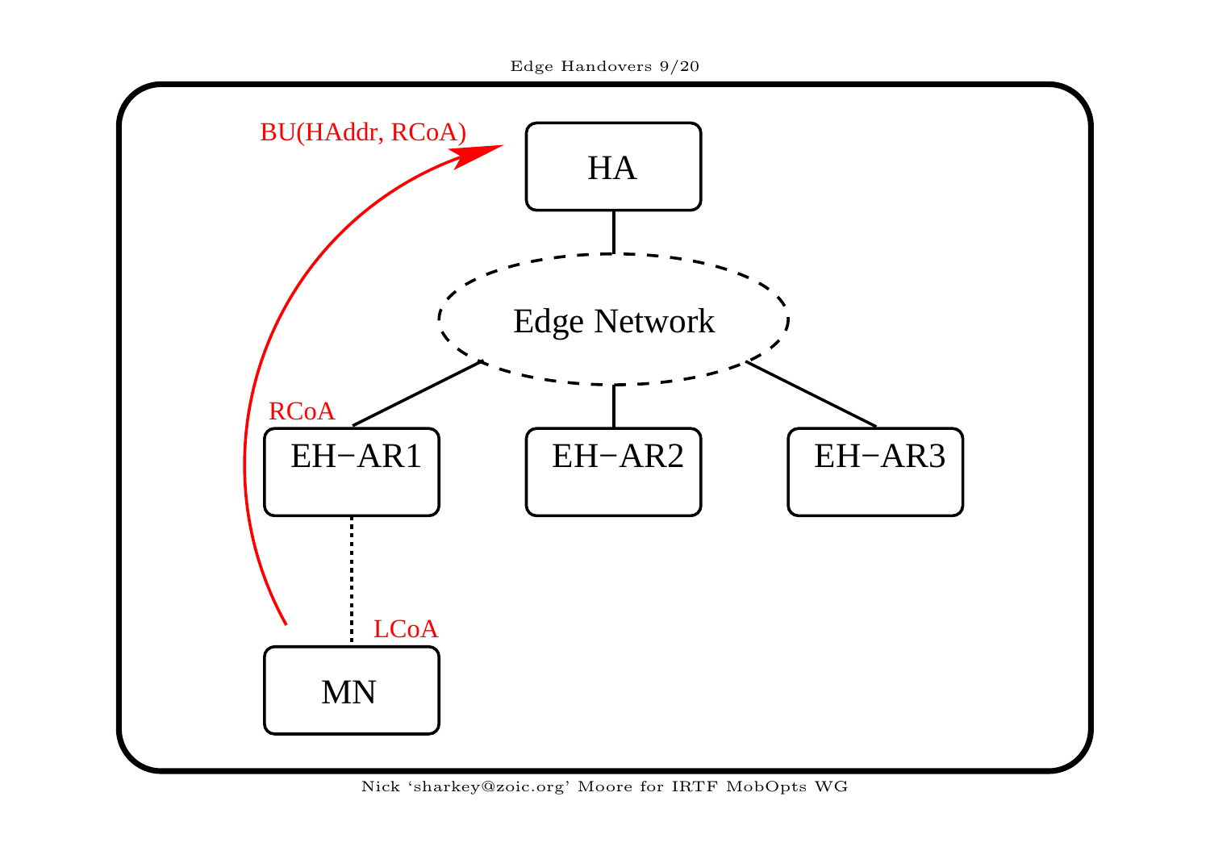BU(HAddr, RCoA)

HA

Edge Network

RCoA

EH−AR1

EH−AR2

EH−AR3

LCoA

MN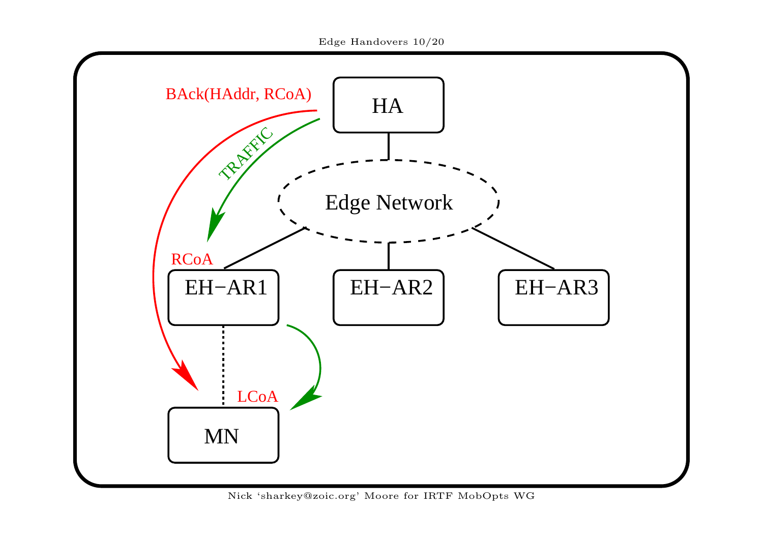BAck(HAddr, RCoA)

HA

TRAFFIC

Edge Network

RCoA

EH−AR1

EH−AR2

EH−AR3

LCoA

MN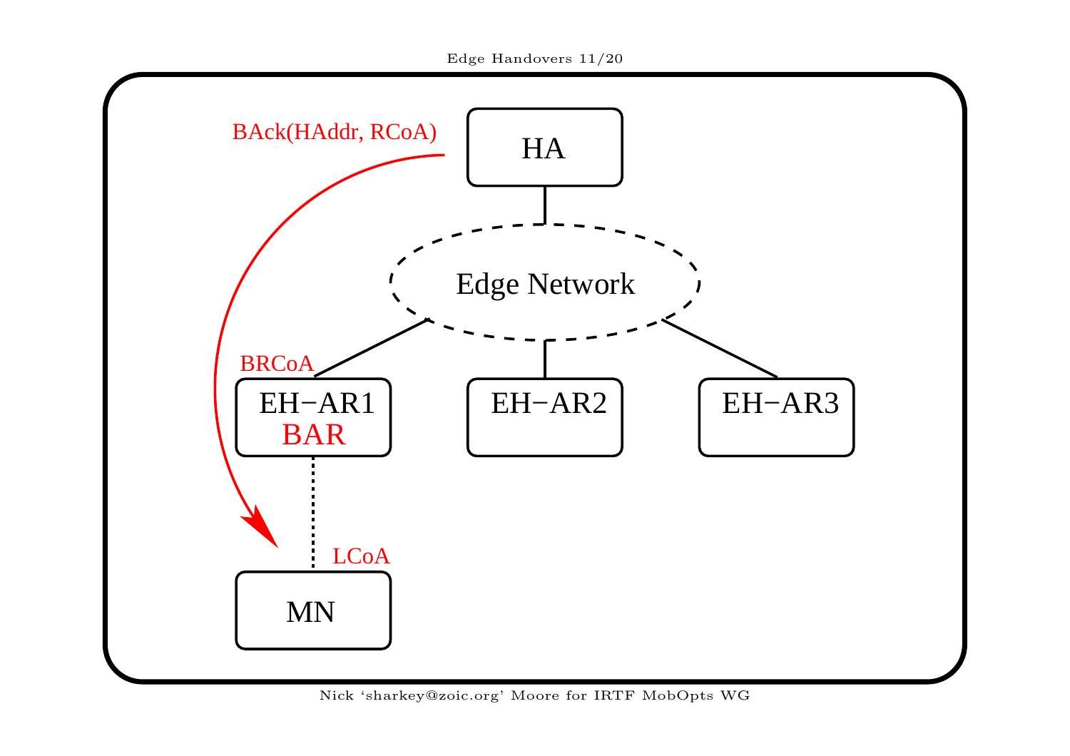BAck(HAddr, RCoA)

HA

Edge Network

BRCoA

EH−AR1
BAR

EH−AR2

EH−AR3

LCoA

MN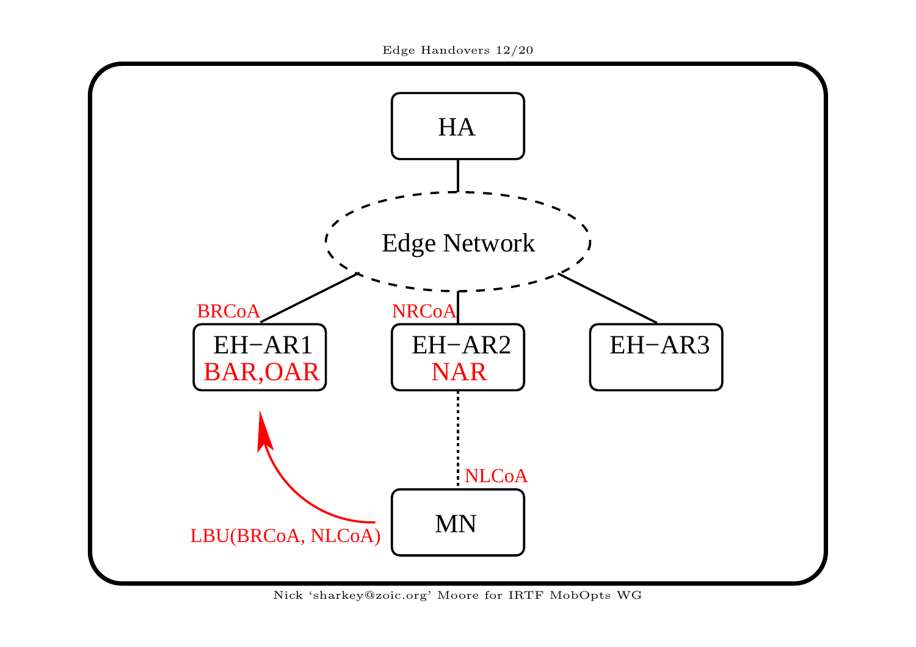HA

Edge Network

BRCoA

NRCoA

EH−AR1
BAR,OAR

EH−AR2
NAR

EH−AR3

NLCoA

LBU(BRCoA, NLCoA)

MN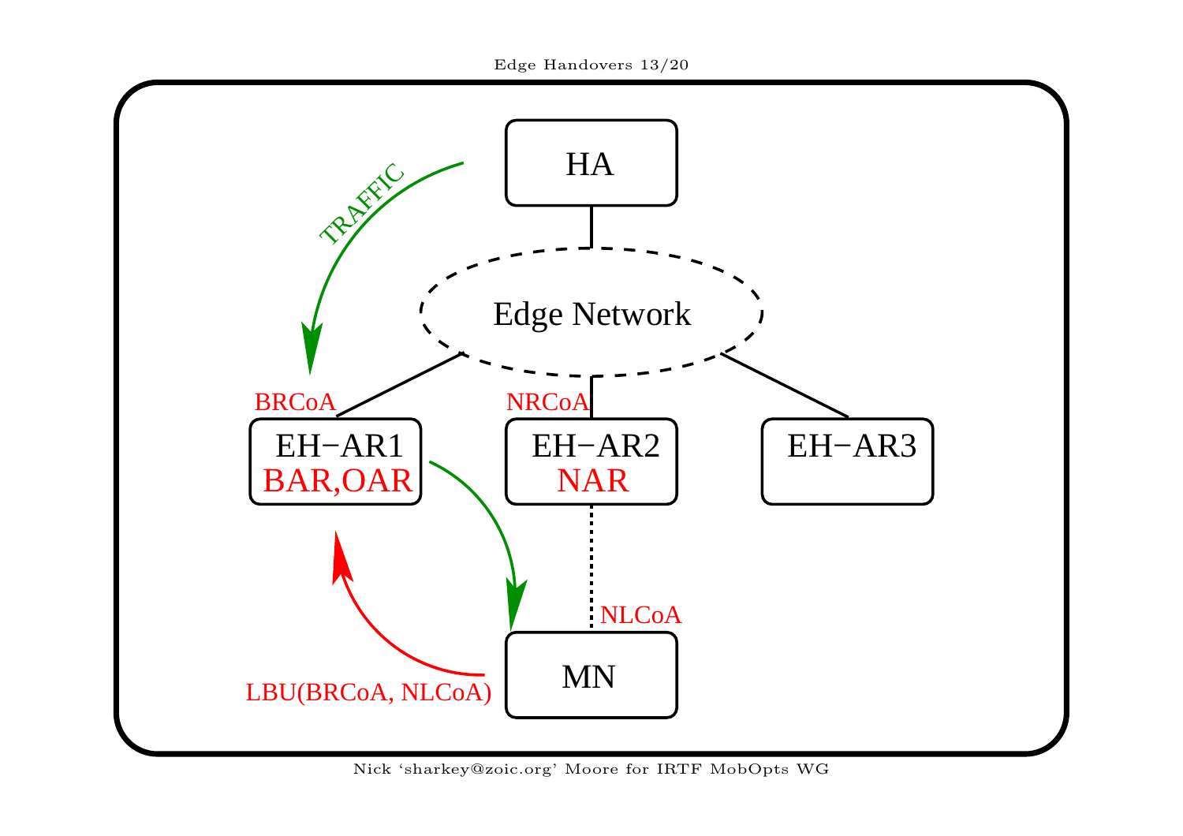HA

TRAFFIC

Edge Network

BRCoA

NRCoA

EH−AR1
BAR,OAR

EH−AR2
NAR

EH−AR3

NLCoA

MN

LBU(BRCoA, NLCoA)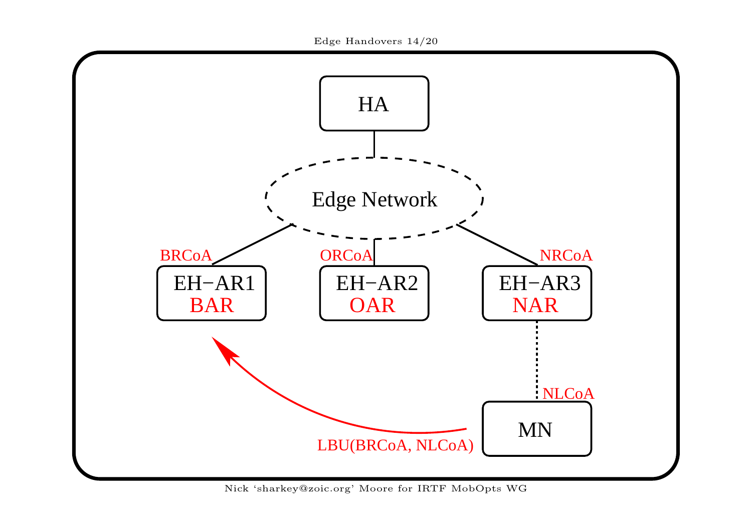HA

Edge Network

BRCoA | ORCoA | NRCoA
EH−AR1 BAR | EH−AR2 OAR | EH−AR3 NAR

NLCoA

MN

LBU(BRCoA, NLCoA)

Nick ‘sharkey@zoic.org’ Moore for IRTF MobOpts WG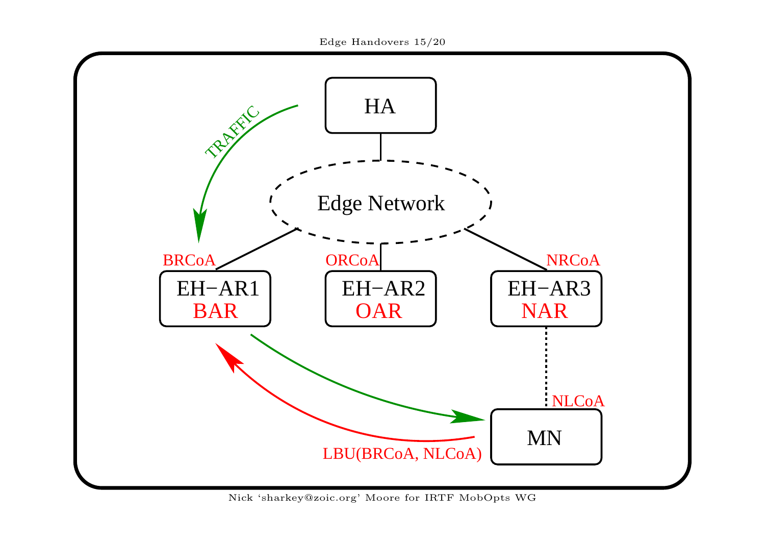HA

TRAFFIC

Edge Network

BRCoA

ORCoA

NRCoA

EH−AR1
BAR

EH−AR2
OAR

EH−AR3
NAR

NLCoA

MN

LBU(BRCoA, NLCoA)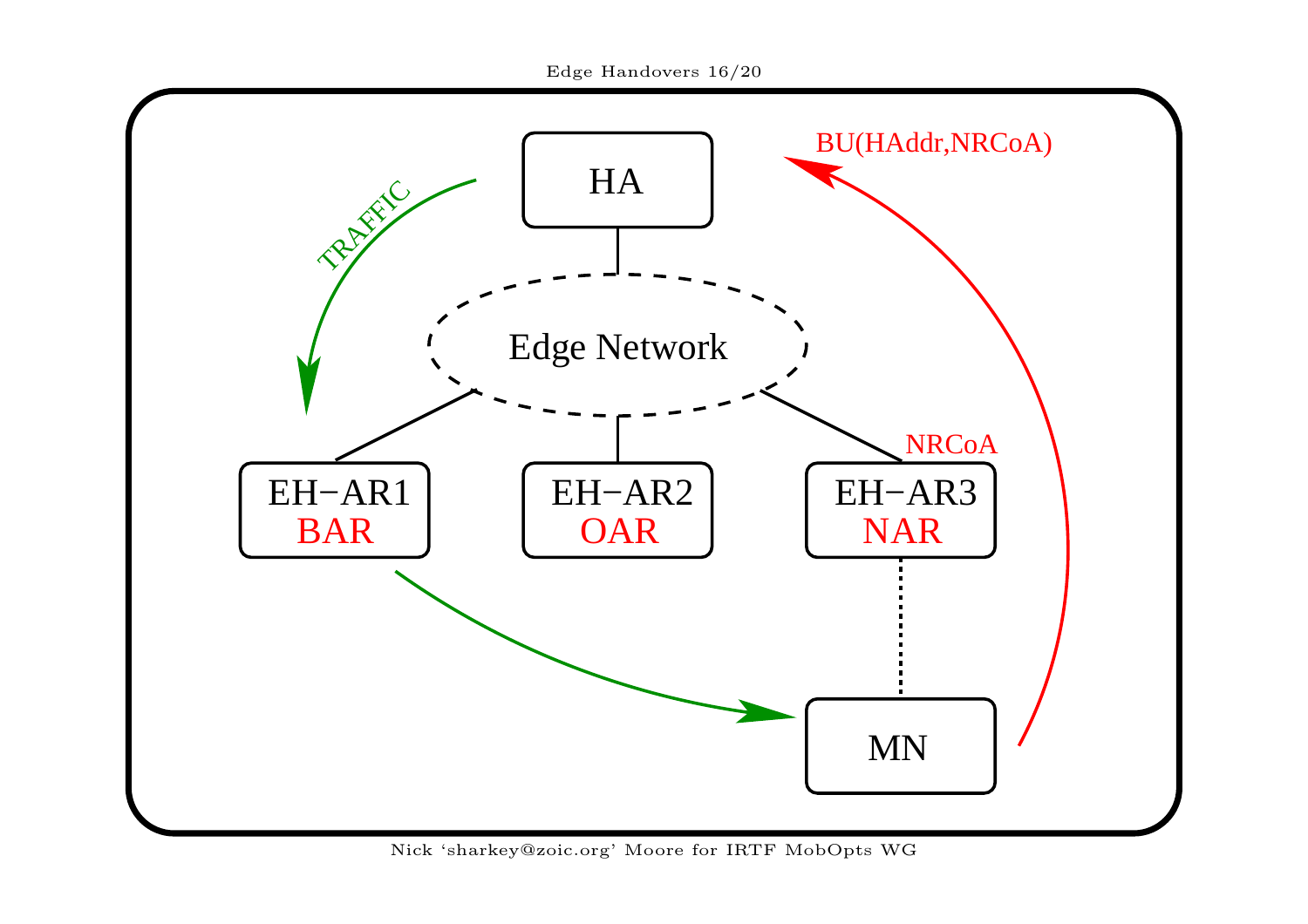HA

TRAFFIC

BU(HAddr,NRCoA)

Edge Network

NRCoA

EH−AR1
BAR

EH−AR2
OAR

EH−AR3
NAR

MN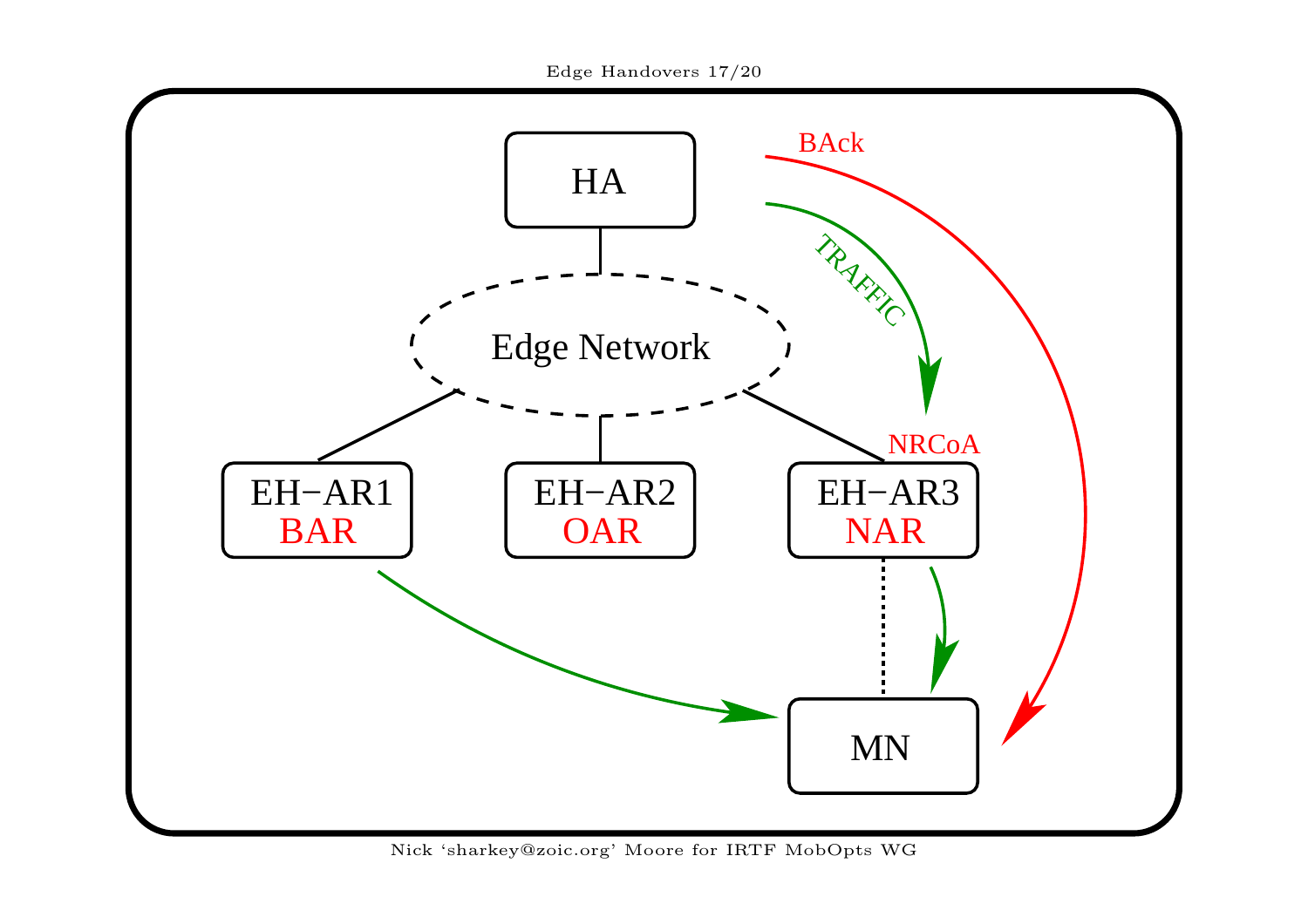HA

BAck

TRAFFIC

Edge Network

NRCoA

EH−AR1
BAR

EH−AR2
OAR

EH−AR3
NAR

MN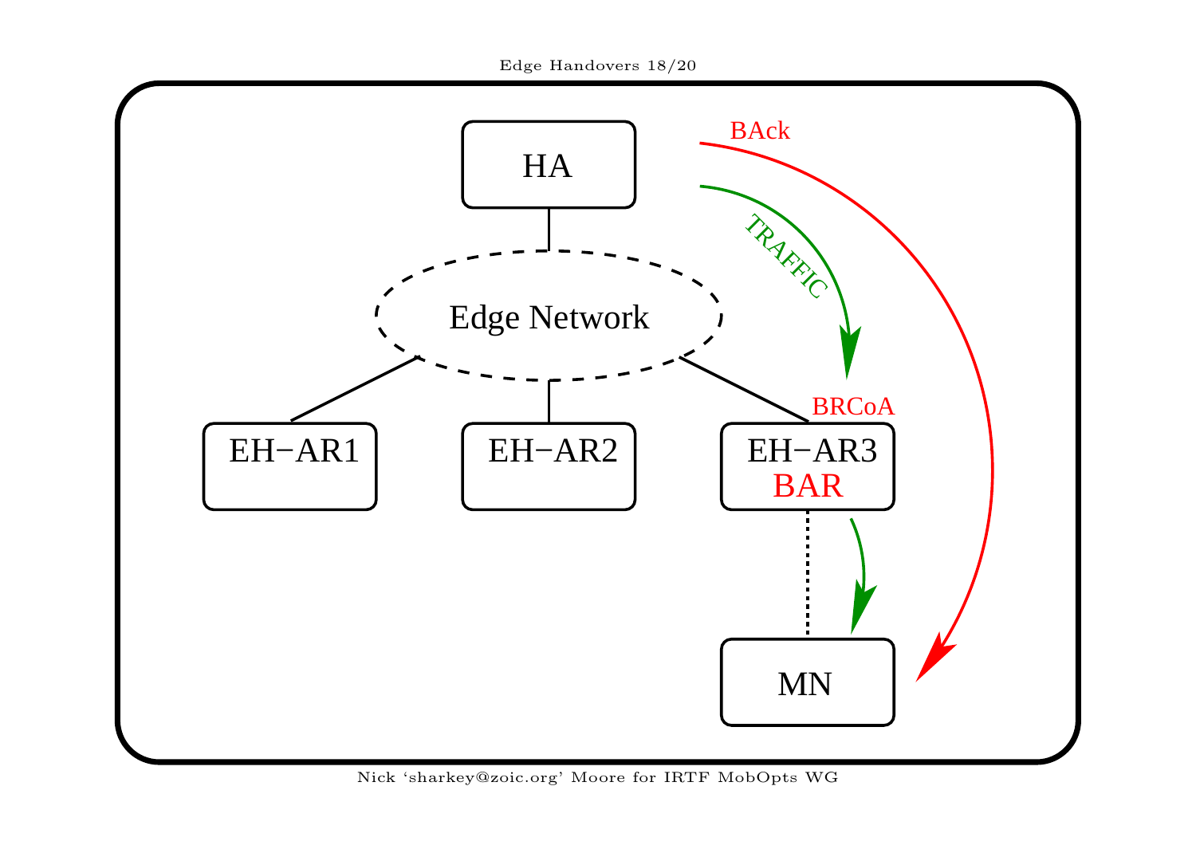HA

BAck

TRAFFIC

Edge Network

BRCoA

EH−AR1

EH−AR2

EH−AR3
BAR

MN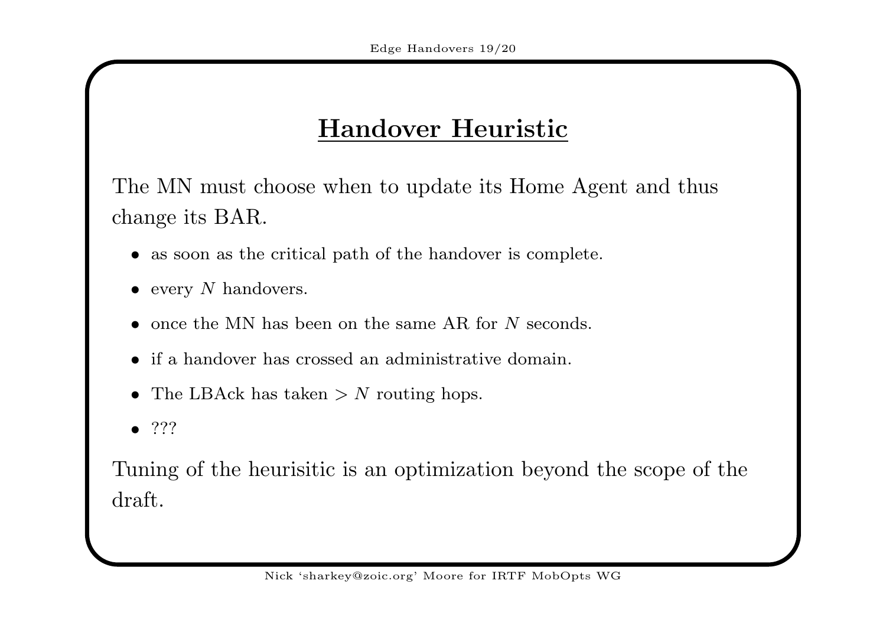# Handover Heuristic

The MN must choose when to update its Home Agent and thus change its BAR.

- as soon as the critical path of the handover is complete.
- every $N$ handovers.
- once the MN has been on the same AR for $N$ seconds.
- if a handover has crossed an administrative domain.
- The LBAck has taken $> N$ routing hops.
- ???

Tuning of the heurisitic is an optimization beyond the scope of the draft.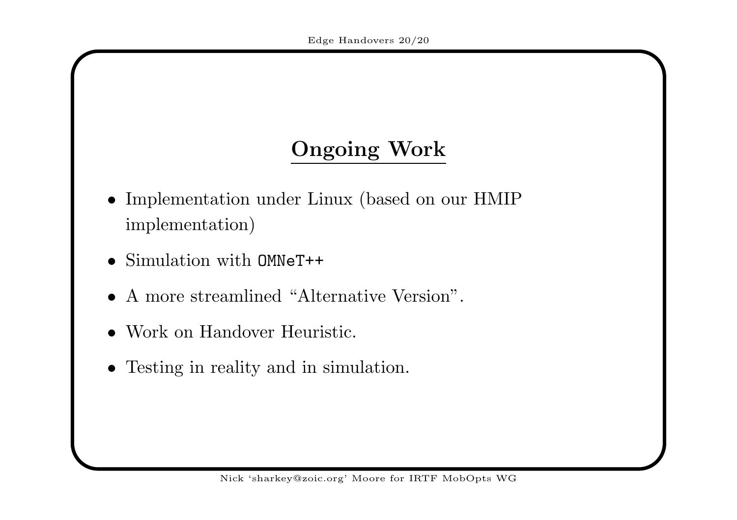## Ongoing Work

- Implementation under Linux (based on our HMIP implementation)
- Simulation with `OMNeT++`
- A more streamlined “Alternative Version”.
- Work on Handover Heuristic.
- Testing in reality and in simulation.